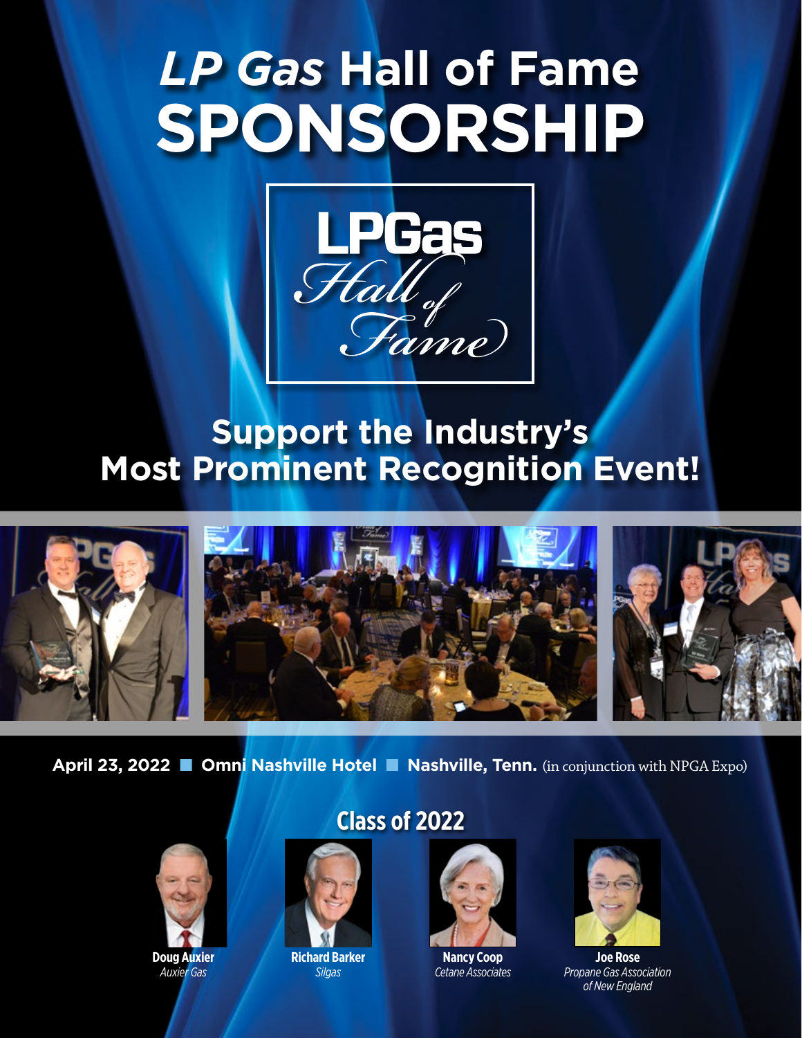# *LP Gas* Hall of Fame SPONSORSHIP

LPGas Hall of Fame

## Support the Industry's Most Prominent Recognition Event!

**April 23, 2022** ■ **Omni Nashville Hotel** ■ **Nashville, Tenn.** (in conjunction with NPGA Expo)

## Class of 2022

**Doug Auxier**
*Auxier Gas*

**Richard Barker**
*Silgas*

**Nancy Coop**
*Cetane Associates*

**Joe Rose**
*Propane Gas Association of New England*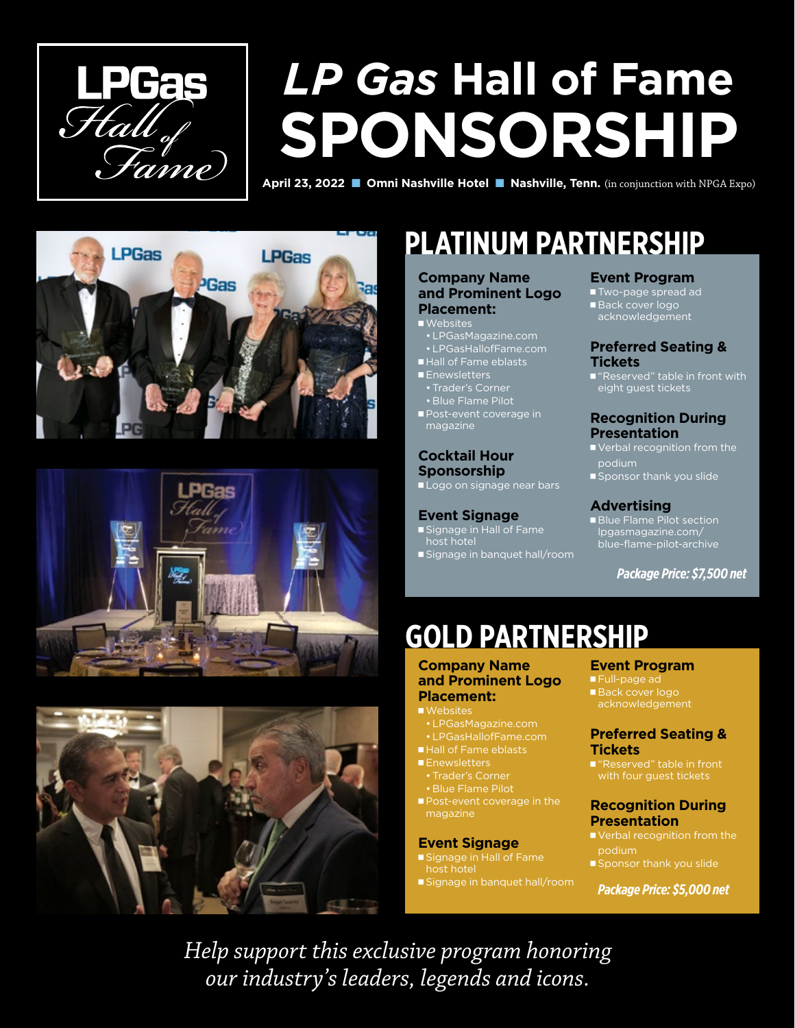# *LP Gas* Hall of Fame SPONSORSHIP

**April 23, 2022 ■ Omni Nashville Hotel ■ Nashville, Tenn.** (in conjunction with NPGA Expo)

## PLATINUM PARTNERSHIP

### Company Name and Prominent Logo Placement:

- Websites
  - LPGasMagazine.com
  - LPGasHallofFame.com
- Hall of Fame eblasts
- Enewsletters
  - Trader's Corner
  - Blue Flame Pilot
- Post-event coverage in magazine

### Cocktail Hour Sponsorship

- Logo on signage near bars

### Event Signage

- Signage in Hall of Fame host hotel
- Signage in banquet hall/room

### Event Program

- Two-page spread ad
- Back cover logo acknowledgement

### Preferred Seating & Tickets

- "Reserved" table in front with eight guest tickets

### Recognition During Presentation

- Verbal recognition from the podium
- Sponsor thank you slide

### Advertising

- Blue Flame Pilot section lpgasmagazine.com/blue-flame-pilot-archive

***Package Price: $7,500 net***

## GOLD PARTNERSHIP

### Company Name and Prominent Logo Placement:

- Websites
  - LPGasMagazine.com
  - LPGasHallofFame.com
- Hall of Fame eblasts
- Enewsletters
  - Trader's Corner
  - Blue Flame Pilot
- Post-event coverage in the magazine

### Event Signage

- Signage in Hall of Fame host hotel
- Signage in banquet hall/room

### Event Program

- Full-page ad
- Back cover logo acknowledgement

### Preferred Seating & Tickets

- "Reserved" table in front with four guest tickets

### Recognition During Presentation

- Verbal recognition from the podium
- Sponsor thank you slide

***Package Price: $5,000 net***

*Help support this exclusive program honoring our industry's leaders, legends and icons.*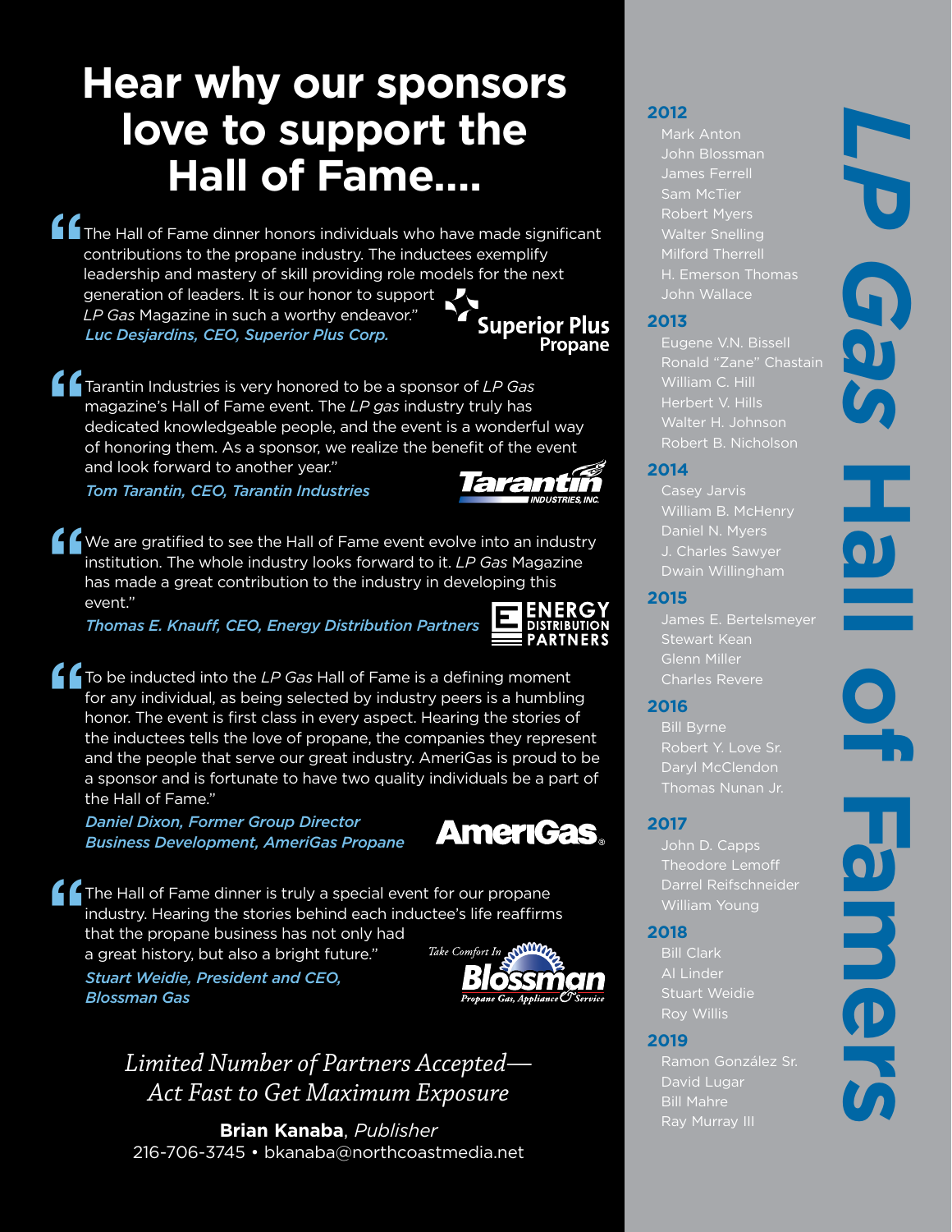# Hear why our sponsors love to support the Hall of Fame....

"The Hall of Fame dinner honors individuals who have made significant contributions to the propane industry. The inductees exemplify leadership and mastery of skill providing role models for the next generation of leaders. It is our honor to support *LP Gas* Magazine in such a worthy endeavor."

*Luc Desjardins, CEO, Superior Plus Corp.*

Superior Plus Propane

"Tarantin Industries is very honored to be a sponsor of *LP Gas* magazine's Hall of Fame event. The *LP gas* industry truly has dedicated knowledgeable people, and the event is a wonderful way of honoring them. As a sponsor, we realize the benefit of the event and look forward to another year."

*Tom Tarantin, CEO, Tarantin Industries*

Tarantin Industries, Inc.

"We are gratified to see the Hall of Fame event evolve into an industry institution. The whole industry looks forward to it. *LP Gas* Magazine has made a great contribution to the industry in developing this event."

*Thomas E. Knauff, CEO, Energy Distribution Partners*

Energy Distribution Partners

"To be inducted into the *LP Gas* Hall of Fame is a defining moment for any individual, as being selected by industry peers is a humbling honor. The event is first class in every aspect. Hearing the stories of the inductees tells the love of propane, the companies they represent and the people that serve our great industry. AmeriGas is proud to be a sponsor and is fortunate to have two quality individuals be a part of the Hall of Fame."

*Daniel Dixon, Former Group Director Business Development, AmeriGas Propane*

AmeriGas

"The Hall of Fame dinner is truly a special event for our propane industry. Hearing the stories behind each inductee's life reaffirms that the propane business has not only had a great history, but also a bright future."

*Stuart Weidie, President and CEO, Blossman Gas*

Take Comfort In Blossman — Propane Gas, Appliance & Service

*Limited Number of Partners Accepted— Act Fast to Get Maximum Exposure*

**Brian Kanaba**, *Publisher*
216-706-3745 • bkanaba@northcoastmedia.net

## LP Gas Hall of Famers

**2012**
- Mark Anton
- John Blossman
- James Ferrell
- Sam McTier
- Robert Myers
- Walter Snelling
- Milford Therrell
- H. Emerson Thomas
- John Wallace

**2013**
- Eugene V.N. Bissell
- Ronald "Zane" Chastain
- William C. Hill
- Herbert V. Hills
- Walter H. Johnson
- Robert B. Nicholson

**2014**
- Casey Jarvis
- William B. McHenry
- Daniel N. Myers
- J. Charles Sawyer
- Dwain Willingham

**2015**
- James E. Bertelsmeyer
- Stewart Kean
- Glenn Miller
- Charles Revere

**2016**
- Bill Byrne
- Robert Y. Love Sr.
- Daryl McClendon
- Thomas Nunan Jr.

**2017**
- John D. Capps
- Theodore Lemoff
- Darrel Reifschneider
- William Young

**2018**
- Bill Clark
- Al Linder
- Stuart Weidie
- Roy Willis

**2019**
- Ramon González Sr.
- David Lugar
- Bill Mahre
- Ray Murray III